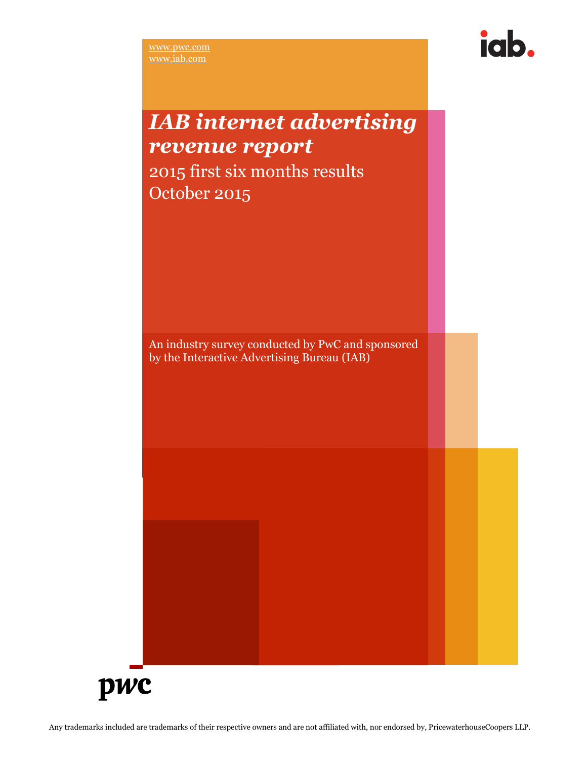www.pwc.com
www.iab.com

iab.

# *IAB internet advertising revenue report*

2015 first six months results
October 2015

An industry survey conducted by PwC and sponsored by the Interactive Advertising Bureau (IAB)

pwc

Any trademarks included are trademarks of their respective owners and are not affiliated with, nor endorsed by, PricewaterhouseCoopers LLP.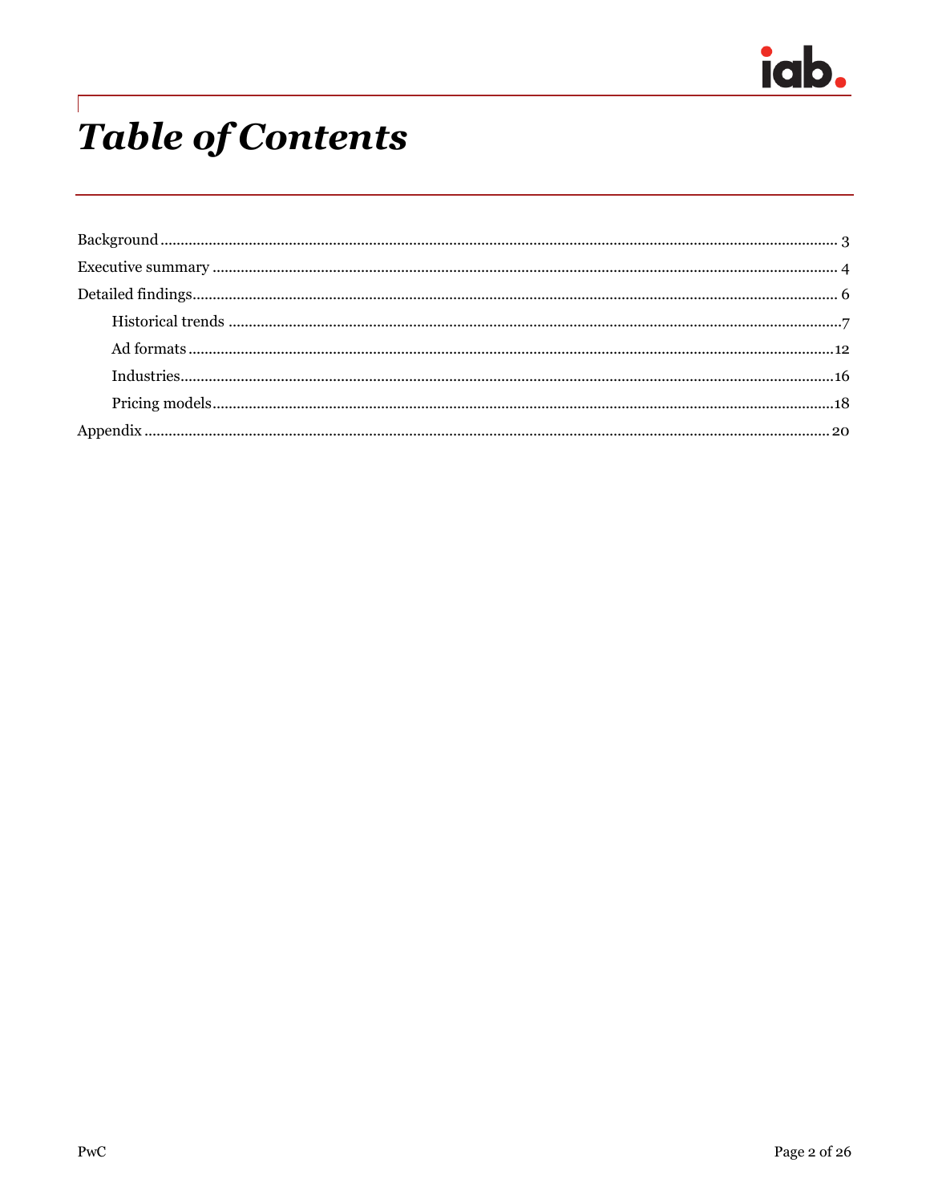# *Table of Contents*

Background ........................................................................................................ 3
Executive summary ............................................................................................ 4
Detailed findings ................................................................................................ 6
    Historical trends ............................................................................................ 7
    Ad formats .................................................................................................... 12
    Industries ...................................................................................................... 16
    Pricing models .............................................................................................. 18
Appendix ........................................................................................................... 20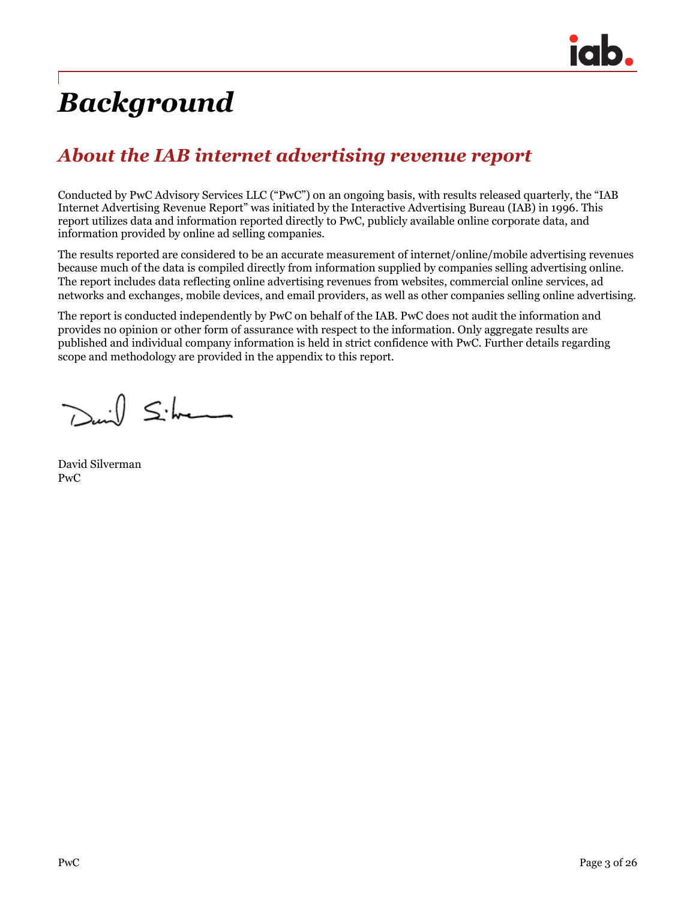# *Background*

## *About the IAB internet advertising revenue report*

Conducted by PwC Advisory Services LLC ("PwC") on an ongoing basis, with results released quarterly, the "IAB Internet Advertising Revenue Report" was initiated by the Interactive Advertising Bureau (IAB) in 1996. This report utilizes data and information reported directly to PwC, publicly available online corporate data, and information provided by online ad selling companies.

The results reported are considered to be an accurate measurement of internet/online/mobile advertising revenues because much of the data is compiled directly from information supplied by companies selling advertising online. The report includes data reflecting online advertising revenues from websites, commercial online services, ad networks and exchanges, mobile devices, and email providers, as well as other companies selling online advertising.

The report is conducted independently by PwC on behalf of the IAB. PwC does not audit the information and provides no opinion or other form of assurance with respect to the information. Only aggregate results are published and individual company information is held in strict confidence with PwC. Further details regarding scope and methodology are provided in the appendix to this report.

David Silverman
PwC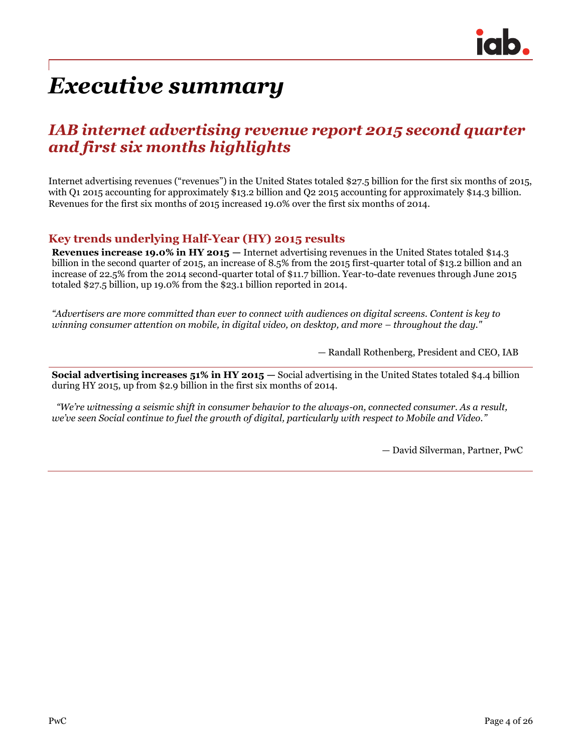# *Executive summary*

## *IAB internet advertising revenue report 2015 second quarter and first six months highlights*

Internet advertising revenues ("revenues") in the United States totaled $27.5 billion for the first six months of 2015, with Q1 2015 accounting for approximately $13.2 billion and Q2 2015 accounting for approximately $14.3 billion. Revenues for the first six months of 2015 increased 19.0% over the first six months of 2014.

### Key trends underlying Half-Year (HY) 2015 results

**Revenues increase 19.0% in HY 2015 —** Internet advertising revenues in the United States totaled $14.3 billion in the second quarter of 2015, an increase of 8.5% from the 2015 first-quarter total of $13.2 billion and an increase of 22.5% from the 2014 second-quarter total of $11.7 billion. Year-to-date revenues through June 2015 totaled $27.5 billion, up 19.0% from the $23.1 billion reported in 2014.

*"Advertisers are more committed than ever to connect with audiences on digital screens. Content is key to winning consumer attention on mobile, in digital video, on desktop, and more – throughout the day."*

— Randall Rothenberg, President and CEO, IAB

**Social advertising increases 51% in HY 2015 —** Social advertising in the United States totaled $4.4 billion during HY 2015, up from $2.9 billion in the first six months of 2014.

*"We're witnessing a seismic shift in consumer behavior to the always-on, connected consumer. As a result, we've seen Social continue to fuel the growth of digital, particularly with respect to Mobile and Video."*

— David Silverman, Partner, PwC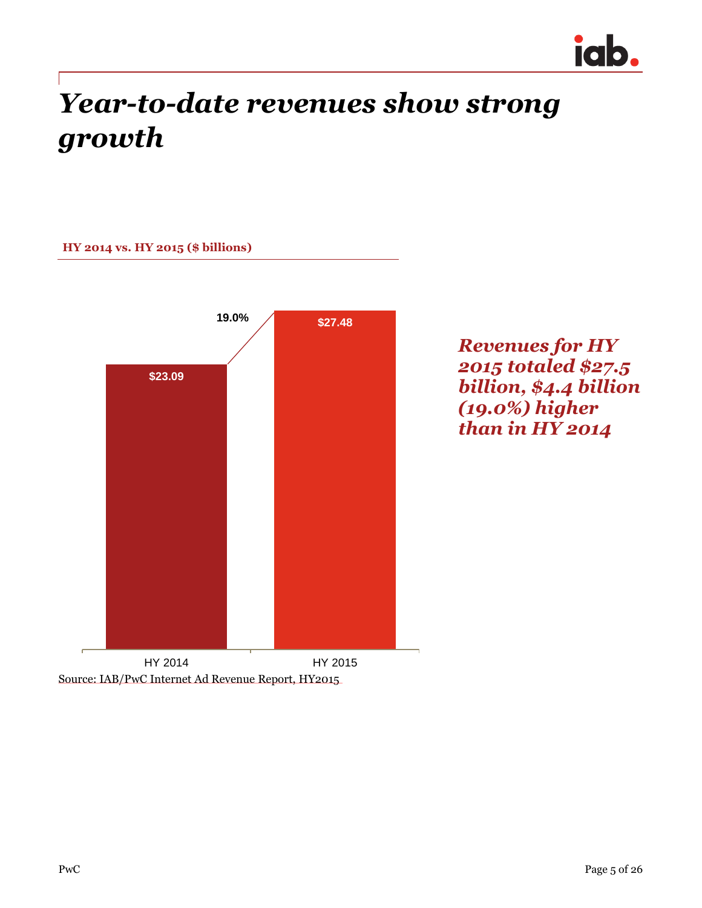# *Year-to-date revenues show strong growth*

**HY 2014 vs. HY 2015 ($ billions)**

| | HY 2014 | HY 2015 |
|---|---|---|
| Revenue | $23.09 | $27.48 |
| Growth | | 19.0% |

Source: IAB/PwC Internet Ad Revenue Report, HY2015

***Revenues for HY 2015 totaled $27.5 billion, $4.4 billion (19.0%) higher than in HY 2014***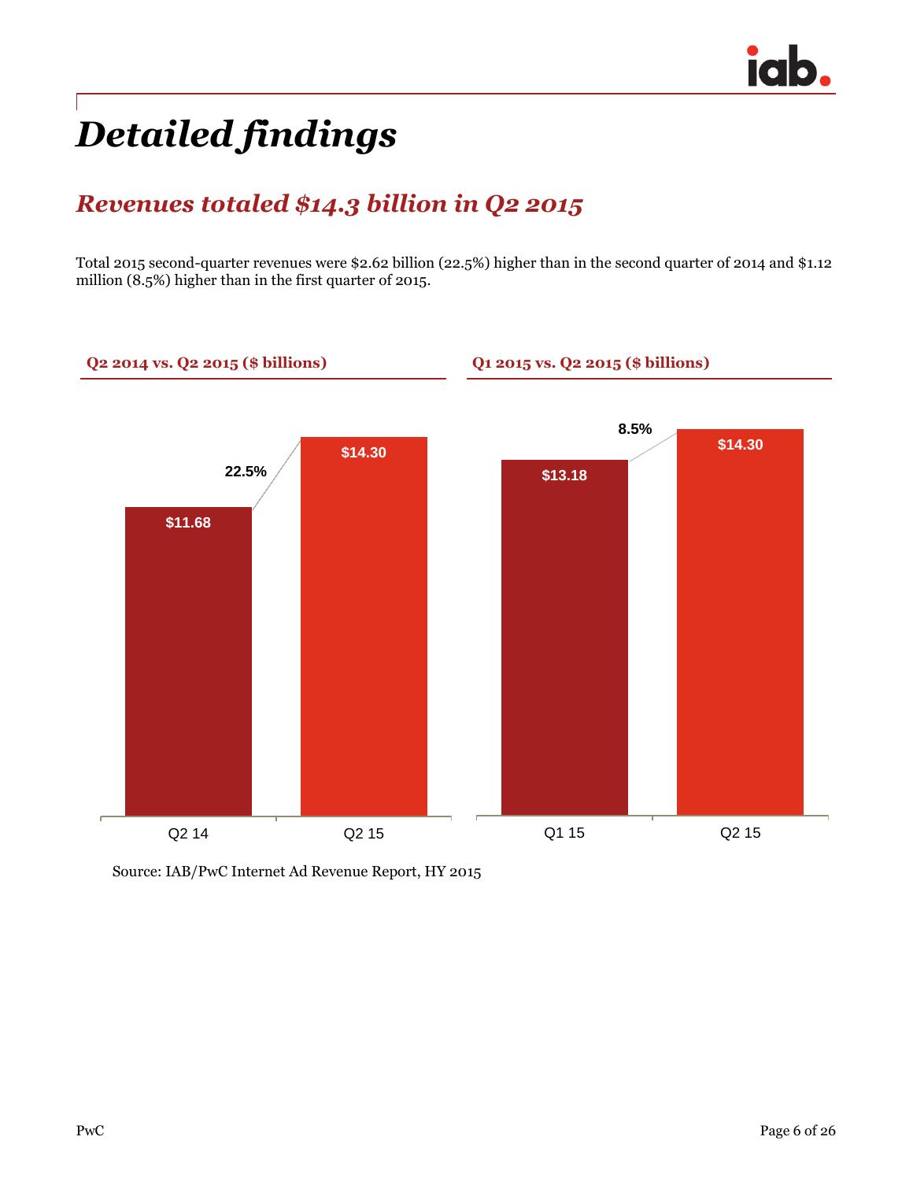# Detailed findings

## Revenues totaled $14.3 billion in Q2 2015

Total 2015 second-quarter revenues were $2.62 billion (22.5%) higher than in the second quarter of 2014 and $1.12 million (8.5%) higher than in the first quarter of 2015.

**Q2 2014 vs. Q2 2015 ($ billions)**

| Quarter | Revenue |
|---|---|
| Q2 14 | $11.68 |
| Q2 15 | $14.30 |

Growth: 22.5%

**Q1 2015 vs. Q2 2015 ($ billions)**

| Quarter | Revenue |
|---|---|
| Q1 15 | $13.18 |
| Q2 15 | $14.30 |

Growth: 8.5%

Source: IAB/PwC Internet Ad Revenue Report, HY 2015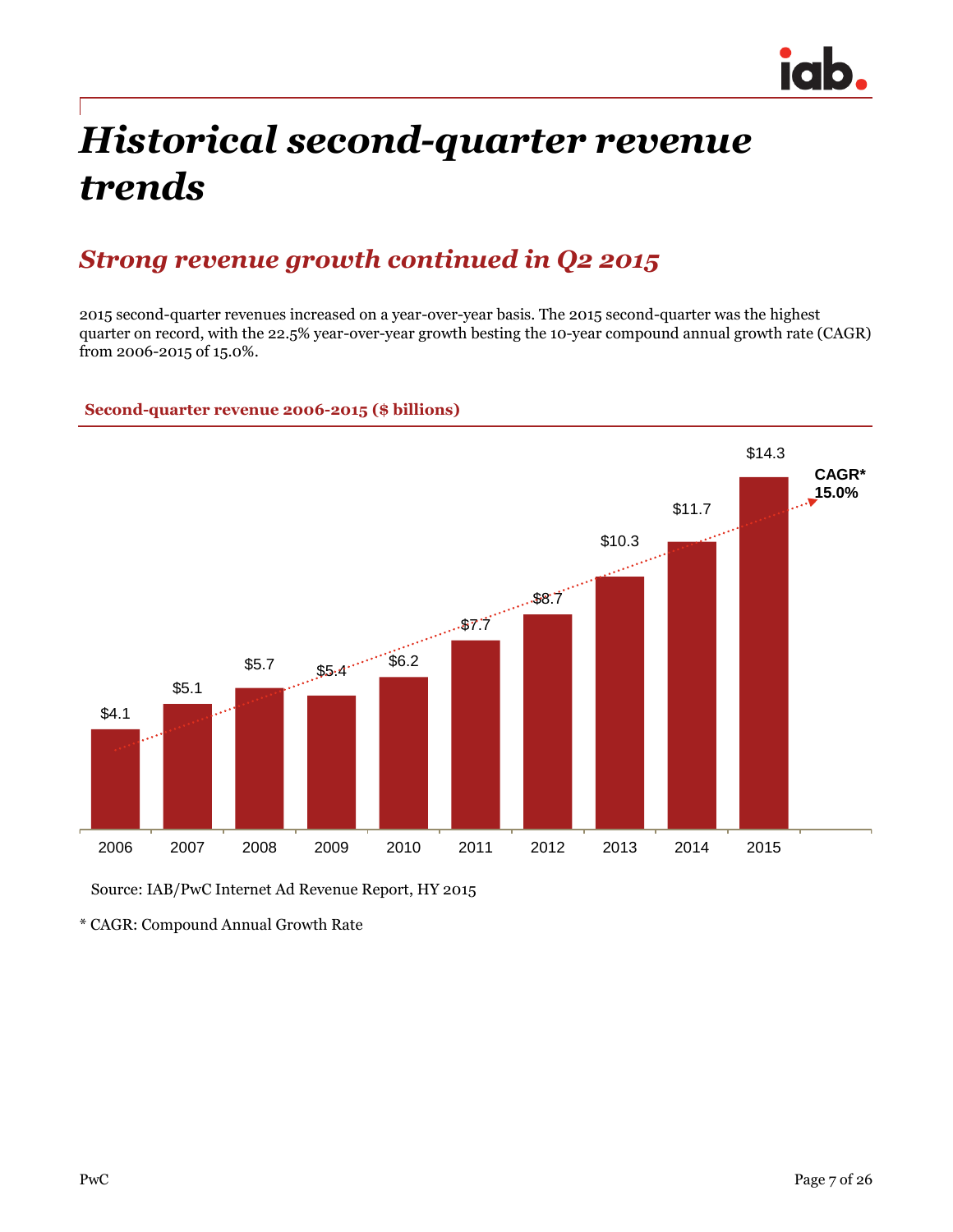# Historical second-quarter revenue trends

## Strong revenue growth continued in Q2 2015

2015 second-quarter revenues increased on a year-over-year basis. The 2015 second-quarter was the highest quarter on record, with the 22.5% year-over-year growth besting the 10-year compound annual growth rate (CAGR) from 2006-2015 of 15.0%.

**Second-quarter revenue 2006-2015 ($ billions)**

| Year | Revenue |
|---|---|
| 2006 | $4.1 |
| 2007 | $5.1 |
| 2008 | $5.7 |
| 2009 | $5.4 |
| 2010 | $6.2 |
| 2011 | $7.7 |
| 2012 | $8.7 |
| 2013 | $10.3 |
| 2014 | $11.7 |
| 2015 | $14.3 |

CAGR* 15.0%

Source: IAB/PwC Internet Ad Revenue Report, HY 2015

* CAGR: Compound Annual Growth Rate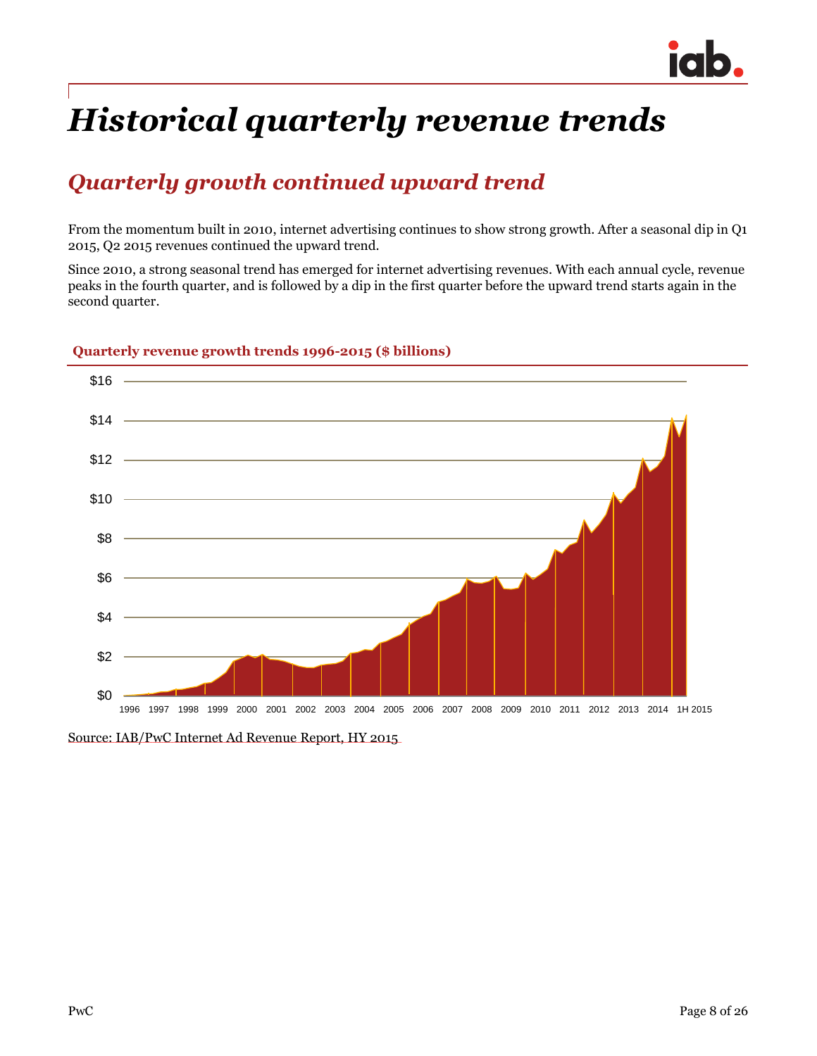# Historical quarterly revenue trends

## Quarterly growth continued upward trend

From the momentum built in 2010, internet advertising continues to show strong growth. After a seasonal dip in Q1 2015, Q2 2015 revenues continued the upward trend.

Since 2010, a strong seasonal trend has emerged for internet advertising revenues. With each annual cycle, revenue peaks in the fourth quarter, and is followed by a dip in the first quarter before the upward trend starts again in the second quarter.

**Quarterly revenue growth trends 1996-2015 ($ billions)**

Source: IAB/PwC Internet Ad Revenue Report, HY 2015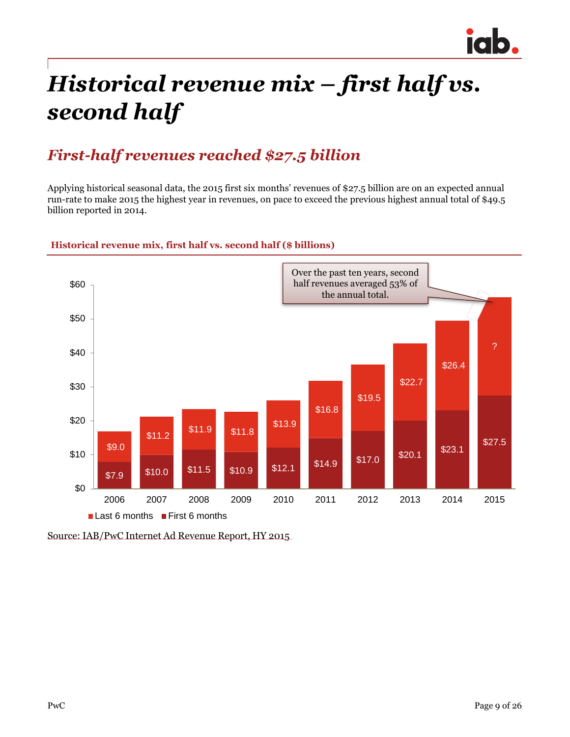# Historical revenue mix – first half vs. second half

## First-half revenues reached $27.5 billion

Applying historical seasonal data, the 2015 first six months' revenues of $27.5 billion are on an expected annual run-rate to make 2015 the highest year in revenues, on pace to exceed the previous highest annual total of $49.5 billion reported in 2014.

**Historical revenue mix, first half vs. second half ($ billions)**

| Year | First 6 months | Last 6 months |
|---|---|---|
| 2006 | $7.9 | $9.0 |
| 2007 | $10.0 | $11.2 |
| 2008 | $11.5 | $11.9 |
| 2009 | $10.9 | $11.8 |
| 2010 | $12.1 | $13.9 |
| 2011 | $14.9 | $16.8 |
| 2012 | $17.0 | $19.5 |
| 2013 | $20.1 | $22.7 |
| 2014 | $23.1 | $26.4 |
| 2015 | $27.5 | ? |

Over the past ten years, second half revenues averaged 53% of the annual total.

Source: IAB/PwC Internet Ad Revenue Report, HY 2015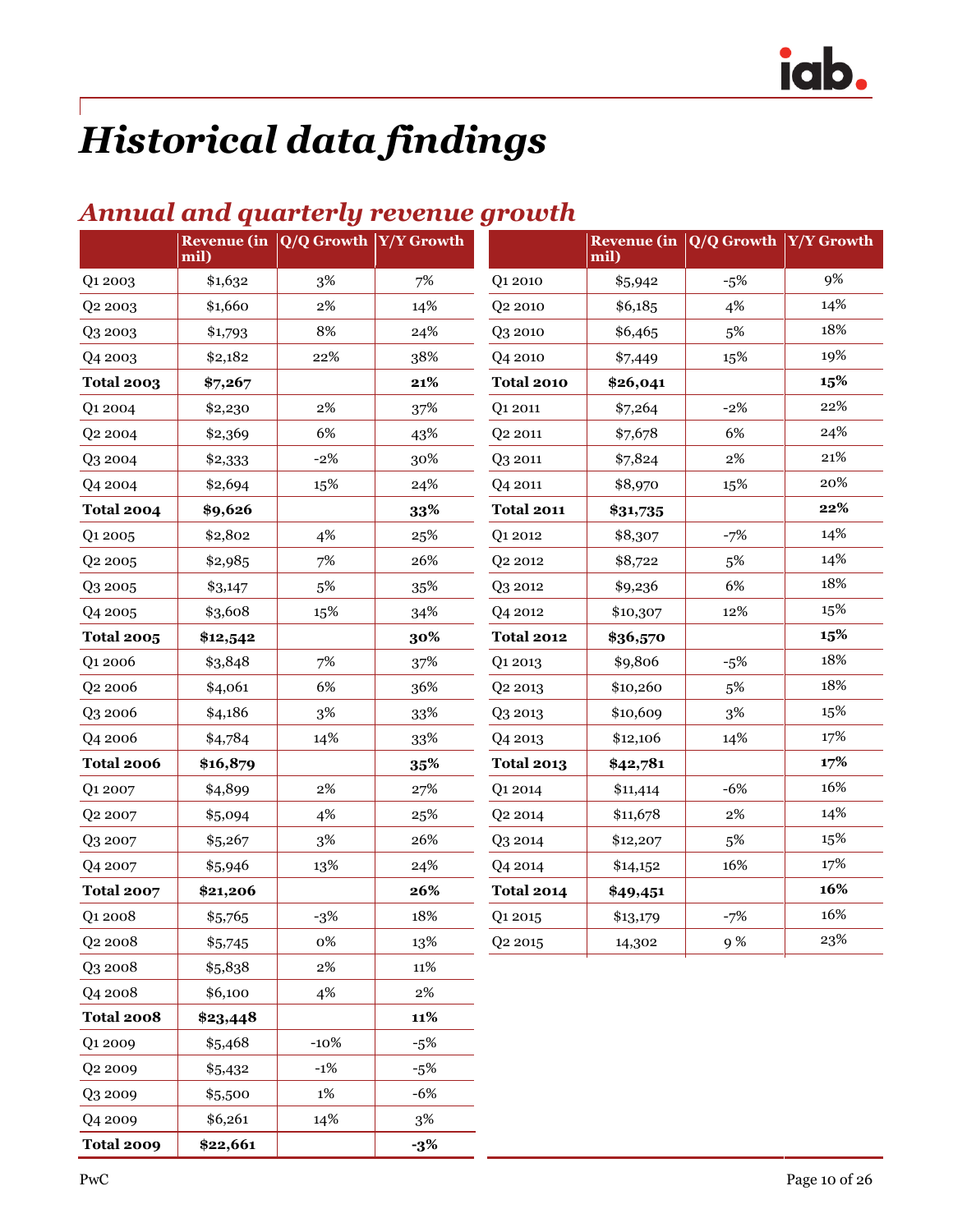# Historical data findings

## Annual and quarterly revenue growth

| | Revenue (in mil) | Q/Q Growth | Y/Y Growth |
|---|---|---|---|
| Q1 2003 | $1,632 | 3% | 7% |
| Q2 2003 | $1,660 | 2% | 14% |
| Q3 2003 | $1,793 | 8% | 24% |
| Q4 2003 | $2,182 | 22% | 38% |
| **Total 2003** | **$7,267** | | **21%** |
| Q1 2004 | $2,230 | 2% | 37% |
| Q2 2004 | $2,369 | 6% | 43% |
| Q3 2004 | $2,333 | -2% | 30% |
| Q4 2004 | $2,694 | 15% | 24% |
| **Total 2004** | **$9,626** | | **33%** |
| Q1 2005 | $2,802 | 4% | 25% |
| Q2 2005 | $2,985 | 7% | 26% |
| Q3 2005 | $3,147 | 5% | 35% |
| Q4 2005 | $3,608 | 15% | 34% |
| **Total 2005** | **$12,542** | | **30%** |
| Q1 2006 | $3,848 | 7% | 37% |
| Q2 2006 | $4,061 | 6% | 36% |
| Q3 2006 | $4,186 | 3% | 33% |
| Q4 2006 | $4,784 | 14% | 33% |
| **Total 2006** | **$16,879** | | **35%** |
| Q1 2007 | $4,899 | 2% | 27% |
| Q2 2007 | $5,094 | 4% | 25% |
| Q3 2007 | $5,267 | 3% | 26% |
| Q4 2007 | $5,946 | 13% | 24% |
| **Total 2007** | **$21,206** | | **26%** |
| Q1 2008 | $5,765 | -3% | 18% |
| Q2 2008 | $5,745 | 0% | 13% |
| Q3 2008 | $5,838 | 2% | 11% |
| Q4 2008 | $6,100 | 4% | 2% |
| **Total 2008** | **$23,448** | | **11%** |
| Q1 2009 | $5,468 | -10% | -5% |
| Q2 2009 | $5,432 | -1% | -5% |
| Q3 2009 | $5,500 | 1% | -6% |
| Q4 2009 | $6,261 | 14% | 3% |
| **Total 2009** | **$22,661** | | **-3%** |

| | Revenue (in mil) | Q/Q Growth | Y/Y Growth |
|---|---|---|---|
| Q1 2010 | $5,942 | -5% | 9% |
| Q2 2010 | $6,185 | 4% | 14% |
| Q3 2010 | $6,465 | 5% | 18% |
| Q4 2010 | $7,449 | 15% | 19% |
| **Total 2010** | **$26,041** | | **15%** |
| Q1 2011 | $7,264 | -2% | 22% |
| Q2 2011 | $7,678 | 6% | 24% |
| Q3 2011 | $7,824 | 2% | 21% |
| Q4 2011 | $8,970 | 15% | 20% |
| **Total 2011** | **$31,735** | | **22%** |
| Q1 2012 | $8,307 | -7% | 14% |
| Q2 2012 | $8,722 | 5% | 14% |
| Q3 2012 | $9,236 | 6% | 18% |
| Q4 2012 | $10,307 | 12% | 15% |
| **Total 2012** | **$36,570** | | **15%** |
| Q1 2013 | $9,806 | -5% | 18% |
| Q2 2013 | $10,260 | 5% | 18% |
| Q3 2013 | $10,609 | 3% | 15% |
| Q4 2013 | $12,106 | 14% | 17% |
| **Total 2013** | **$42,781** | | **17%** |
| Q1 2014 | $11,414 | -6% | 16% |
| Q2 2014 | $11,678 | 2% | 14% |
| Q3 2014 | $12,207 | 5% | 15% |
| Q4 2014 | $14,152 | 16% | 17% |
| **Total 2014** | **$49,451** | | **16%** |
| Q1 2015 | $13,179 | -7% | 16% |
| Q2 2015 | 14,302 | 9 % | 23% |

PwC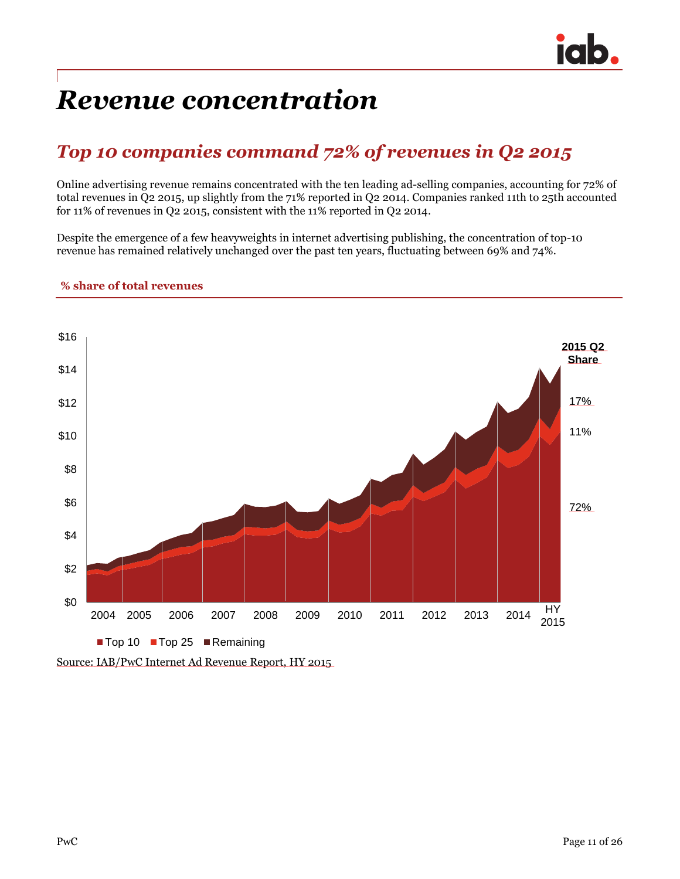# Revenue concentration

## Top 10 companies command 72% of revenues in Q2 2015

Online advertising revenue remains concentrated with the ten leading ad-selling companies, accounting for 72% of total revenues in Q2 2015, up slightly from the 71% reported in Q2 2014. Companies ranked 11th to 25th accounted for 11% of revenues in Q2 2015, consistent with the 11% reported in Q2 2014.

Despite the emergence of a few heavyweights in internet advertising publishing, the concentration of top-10 revenue has remained relatively unchanged over the past ten years, fluctuating between 69% and 74%.

**% share of total revenues**

| 2015 Q2 Share | |
|---|---|
| Remaining | 17% |
| Top 25 | 11% |
| Top 10 | 72% |

Y-axis: $0 to $16. X-axis: 2004, 2005, 2006, 2007, 2008, 2009, 2010, 2011, 2012, 2013, 2014, HY 2015

Legend: Top 10, Top 25, Remaining

Source: IAB/PwC Internet Ad Revenue Report, HY 2015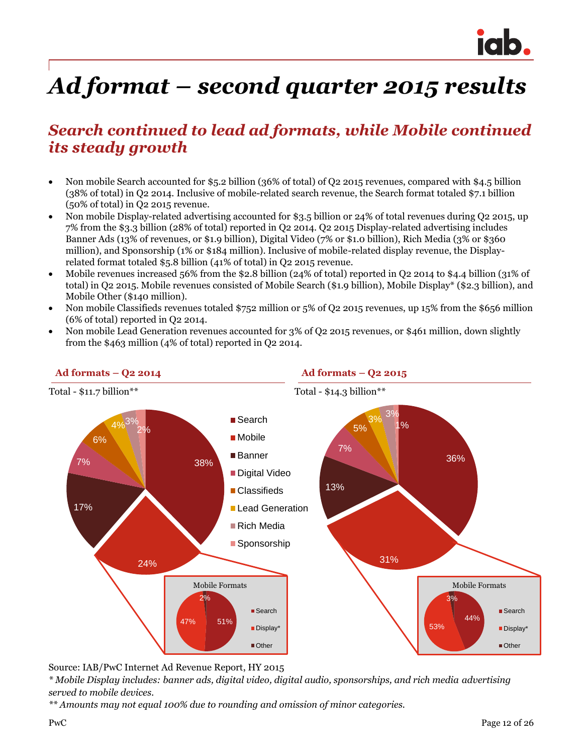# *Ad format – second quarter 2015 results*

## *Search continued to lead ad formats, while Mobile continued its steady growth*

- Non mobile Search accounted for $5.2 billion (36% of total) of Q2 2015 revenues, compared with $4.5 billion (38% of total) in Q2 2014. Inclusive of mobile-related search revenue, the Search format totaled $7.1 billion (50% of total) in Q2 2015 revenue.
- Non mobile Display-related advertising accounted for $3.5 billion or 24% of total revenues during Q2 2015, up 7% from the $3.3 billion (28% of total) reported in Q2 2014. Q2 2015 Display-related advertising includes Banner Ads (13% of revenues, or $1.9 billion), Digital Video (7% or $1.0 billion), Rich Media (3% or $360 million), and Sponsorship (1% or $184 million). Inclusive of mobile-related display revenue, the Display-related format totaled $5.8 billion (41% of total) in Q2 2015 revenue.
- Mobile revenues increased 56% from the $2.8 billion (24% of total) reported in Q2 2014 to $4.4 billion (31% of total) in Q2 2015. Mobile revenues consisted of Mobile Search ($1.9 billion), Mobile Display* ($2.3 billion), and Mobile Other ($140 million).
- Non mobile Classifieds revenues totaled $752 million or 5% of Q2 2015 revenues, up 15% from the $656 million (6% of total) reported in Q2 2014.
- Non mobile Lead Generation revenues accounted for 3% of Q2 2015 revenues, or $461 million, down slightly from the $463 million (4% of total) reported in Q2 2014.

**Ad formats – Q2 2014**

Total - $11.7 billion**

| Format | Share |
|---|---|
| Search | 38% |
| Mobile | 24% |
| Banner | 17% |
| Digital Video | 7% |
| Classifieds | 6% |
| Lead Generation | 4% |
| Rich Media | 3% |
| Sponsorship | 2% |

Mobile Formats

| Format | Share |
|---|---|
| Search | 51% |
| Display* | 47% |
| Other | 2% |

**Ad formats – Q2 2015**

Total - $14.3 billion**

| Format | Share |
|---|---|
| Search | 36% |
| Mobile | 31% |
| Banner | 13% |
| Digital Video | 7% |
| Classifieds | 5% |
| Lead Generation | 3% |
| Rich Media | 3% |
| Sponsorship | 1% |

Mobile Formats

| Format | Share |
|---|---|
| Search | 44% |
| Display* | 53% |
| Other | 3% |

Source: IAB/PwC Internet Ad Revenue Report, HY 2015

*\* Mobile Display includes: banner ads, digital video, digital audio, sponsorships, and rich media advertising served to mobile devices.*

*\*\* Amounts may not equal 100% due to rounding and omission of minor categories.*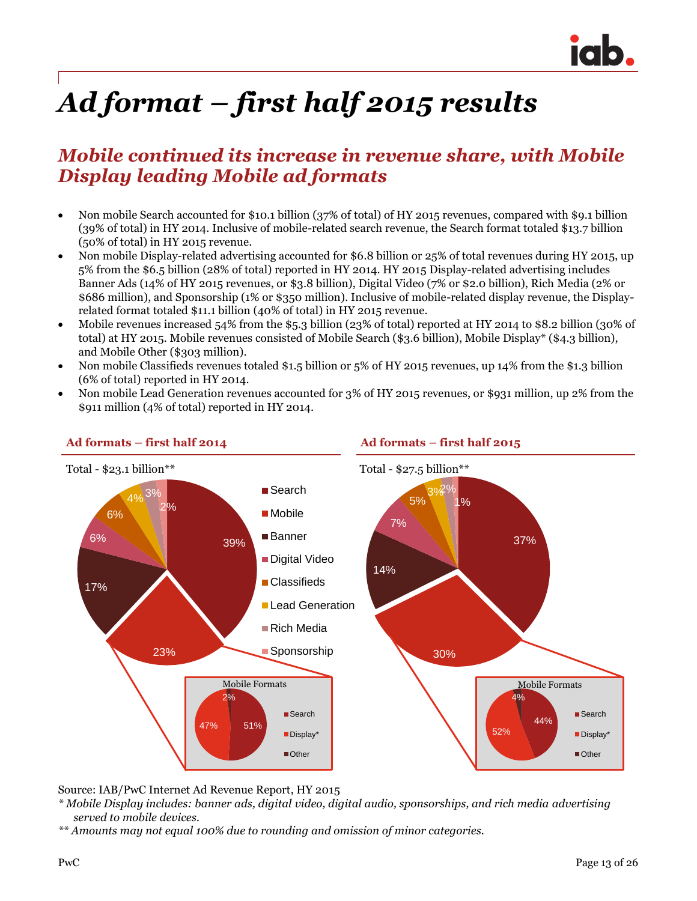# Ad format – first half 2015 results

## Mobile continued its increase in revenue share, with Mobile Display leading Mobile ad formats

- Non mobile Search accounted for $10.1 billion (37% of total) of HY 2015 revenues, compared with $9.1 billion (39% of total) in HY 2014. Inclusive of mobile-related search revenue, the Search format totaled $13.7 billion (50% of total) in HY 2015 revenue.
- Non mobile Display-related advertising accounted for $6.8 billion or 25% of total revenues during HY 2015, up 5% from the $6.5 billion (28% of total) reported in HY 2014. HY 2015 Display-related advertising includes Banner Ads (14% of HY 2015 revenues, or $3.8 billion), Digital Video (7% or $2.0 billion), Rich Media (2% or $686 million), and Sponsorship (1% or $350 million). Inclusive of mobile-related display revenue, the Display-related format totaled $11.1 billion (40% of total) in HY 2015 revenue.
- Mobile revenues increased 54% from the $5.3 billion (23% of total) reported at HY 2014 to $8.2 billion (30% of total) at HY 2015. Mobile revenues consisted of Mobile Search ($3.6 billion), Mobile Display* ($4.3 billion), and Mobile Other ($303 million).
- Non mobile Classifieds revenues totaled $1.5 billion or 5% of HY 2015 revenues, up 14% from the $1.3 billion (6% of total) reported in HY 2014.
- Non mobile Lead Generation revenues accounted for 3% of HY 2015 revenues, or $931 million, up 2% from the $911 million (4% of total) reported in HY 2014.

### Ad formats – first half 2014

Total - $23.1 billion**

| Format | Share |
| --- | --- |
| Search | 39% |
| Mobile | 23% |
| Banner | 17% |
| Digital Video | 6% |
| Classifieds | 6% |
| Lead Generation | 4% |
| Rich Media | 3% |
| Sponsorship | 2% |

Mobile Formats

| Format | Share |
| --- | --- |
| Search | 51% |
| Display* | 47% |
| Other | 2% |

### Ad formats – first half 2015

Total - $27.5 billion**

| Format | Share |
| --- | --- |
| Search | 37% |
| Mobile | 30% |
| Banner | 14% |
| Digital Video | 7% |
| Classifieds | 5% |
| Lead Generation | 3% |
| Rich Media | 2% |
| Sponsorship | 1% |

Mobile Formats

| Format | Share |
| --- | --- |
| Search | 44% |
| Display* | 52% |
| Other | 4% |

Source: IAB/PwC Internet Ad Revenue Report, HY 2015

*\* Mobile Display includes: banner ads, digital video, digital audio, sponsorships, and rich media advertising served to mobile devices.*

*\*\* Amounts may not equal 100% due to rounding and omission of minor categories.*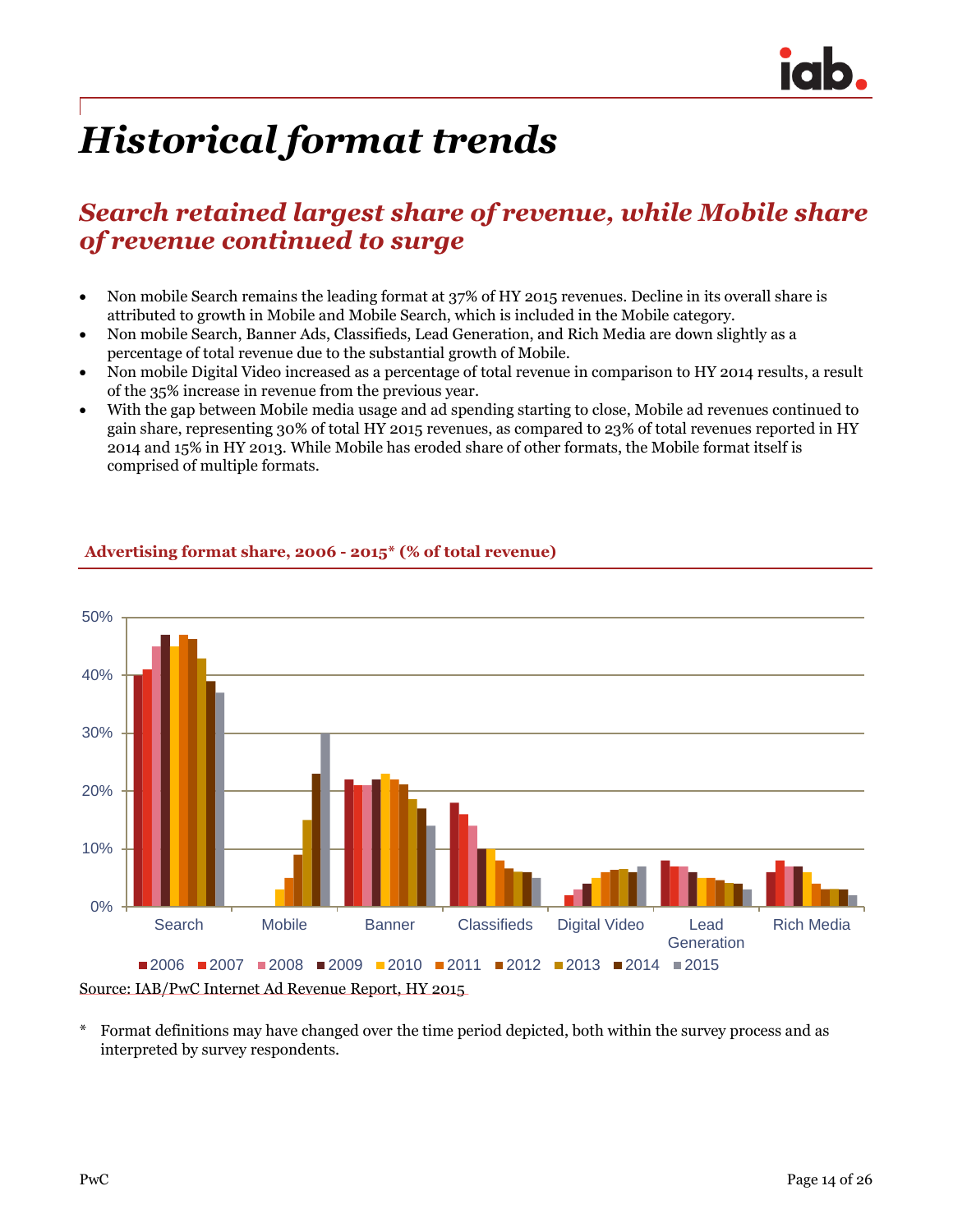# *Historical format trends*

## *Search retained largest share of revenue, while Mobile share of revenue continued to surge*

- Non mobile Search remains the leading format at 37% of HY 2015 revenues. Decline in its overall share is attributed to growth in Mobile and Mobile Search, which is included in the Mobile category.
- Non mobile Search, Banner Ads, Classifieds, Lead Generation, and Rich Media are down slightly as a percentage of total revenue due to the substantial growth of Mobile.
- Non mobile Digital Video increased as a percentage of total revenue in comparison to HY 2014 results, a result of the 35% increase in revenue from the previous year.
- With the gap between Mobile media usage and ad spending starting to close, Mobile ad revenues continued to gain share, representing 30% of total HY 2015 revenues, as compared to 23% of total revenues reported in HY 2014 and 15% in HY 2013. While Mobile has eroded share of other formats, the Mobile format itself is comprised of multiple formats.

**Advertising format share, 2006 - 2015* (% of total revenue)**

Source: IAB/PwC Internet Ad Revenue Report, HY 2015

\* Format definitions may have changed over the time period depicted, both within the survey process and as interpreted by survey respondents.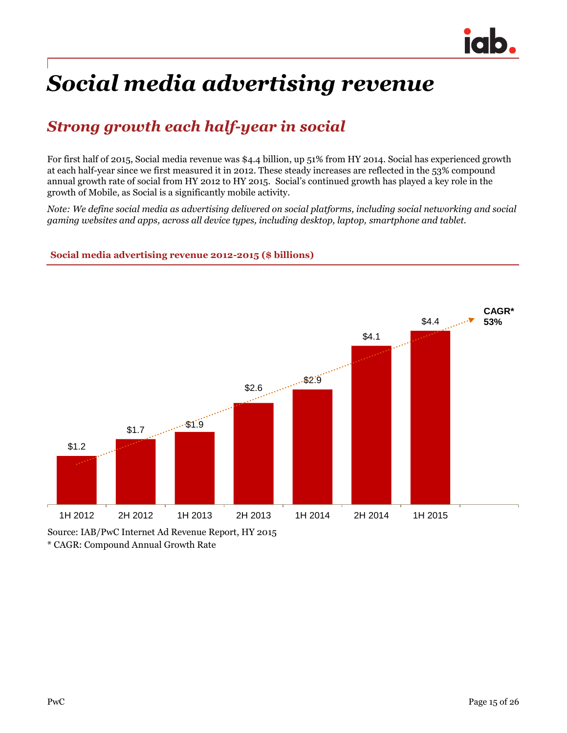# Social media advertising revenue

## Strong growth each half-year in social

For first half of 2015, Social media revenue was $4.4 billion, up 51% from HY 2014. Social has experienced growth at each half-year since we first measured it in 2012. These steady increases are reflected in the 53% compound annual growth rate of social from HY 2012 to HY 2015. Social's continued growth has played a key role in the growth of Mobile, as Social is a significantly mobile activity.

*Note: We define social media as advertising delivered on social platforms, including social networking and social gaming websites and apps, across all device types, including desktop, laptop, smartphone and tablet.*

**Social media advertising revenue 2012-2015 ($ billions)**

| Period | Revenue ($ billions) |
|---|---|
| 1H 2012 | $1.2 |
| 2H 2012 | $1.7 |
| 1H 2013 | $1.9 |
| 2H 2013 | $2.6 |
| 1H 2014 | $2.9 |
| 2H 2014 | $4.1 |
| 1H 2015 | $4.4 |

CAGR* 53%

Source: IAB/PwC Internet Ad Revenue Report, HY 2015

* CAGR: Compound Annual Growth Rate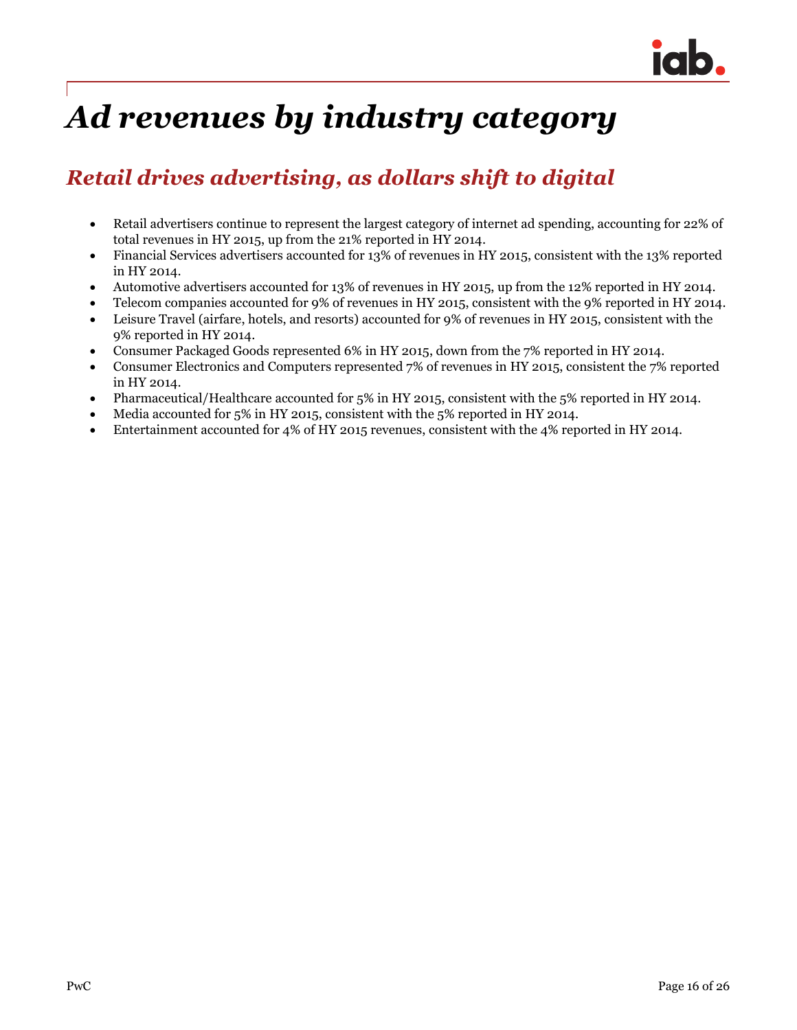# *Ad revenues by industry category*

## *Retail drives advertising, as dollars shift to digital*

- Retail advertisers continue to represent the largest category of internet ad spending, accounting for 22% of total revenues in HY 2015, up from the 21% reported in HY 2014.
- Financial Services advertisers accounted for 13% of revenues in HY 2015, consistent with the 13% reported in HY 2014.
- Automotive advertisers accounted for 13% of revenues in HY 2015, up from the 12% reported in HY 2014.
- Telecom companies accounted for 9% of revenues in HY 2015, consistent with the 9% reported in HY 2014.
- Leisure Travel (airfare, hotels, and resorts) accounted for 9% of revenues in HY 2015, consistent with the 9% reported in HY 2014.
- Consumer Packaged Goods represented 6% in HY 2015, down from the 7% reported in HY 2014.
- Consumer Electronics and Computers represented 7% of revenues in HY 2015, consistent the 7% reported in HY 2014.
- Pharmaceutical/Healthcare accounted for 5% in HY 2015, consistent with the 5% reported in HY 2014.
- Media accounted for 5% in HY 2015, consistent with the 5% reported in HY 2014.
- Entertainment accounted for 4% of HY 2015 revenues, consistent with the 4% reported in HY 2014.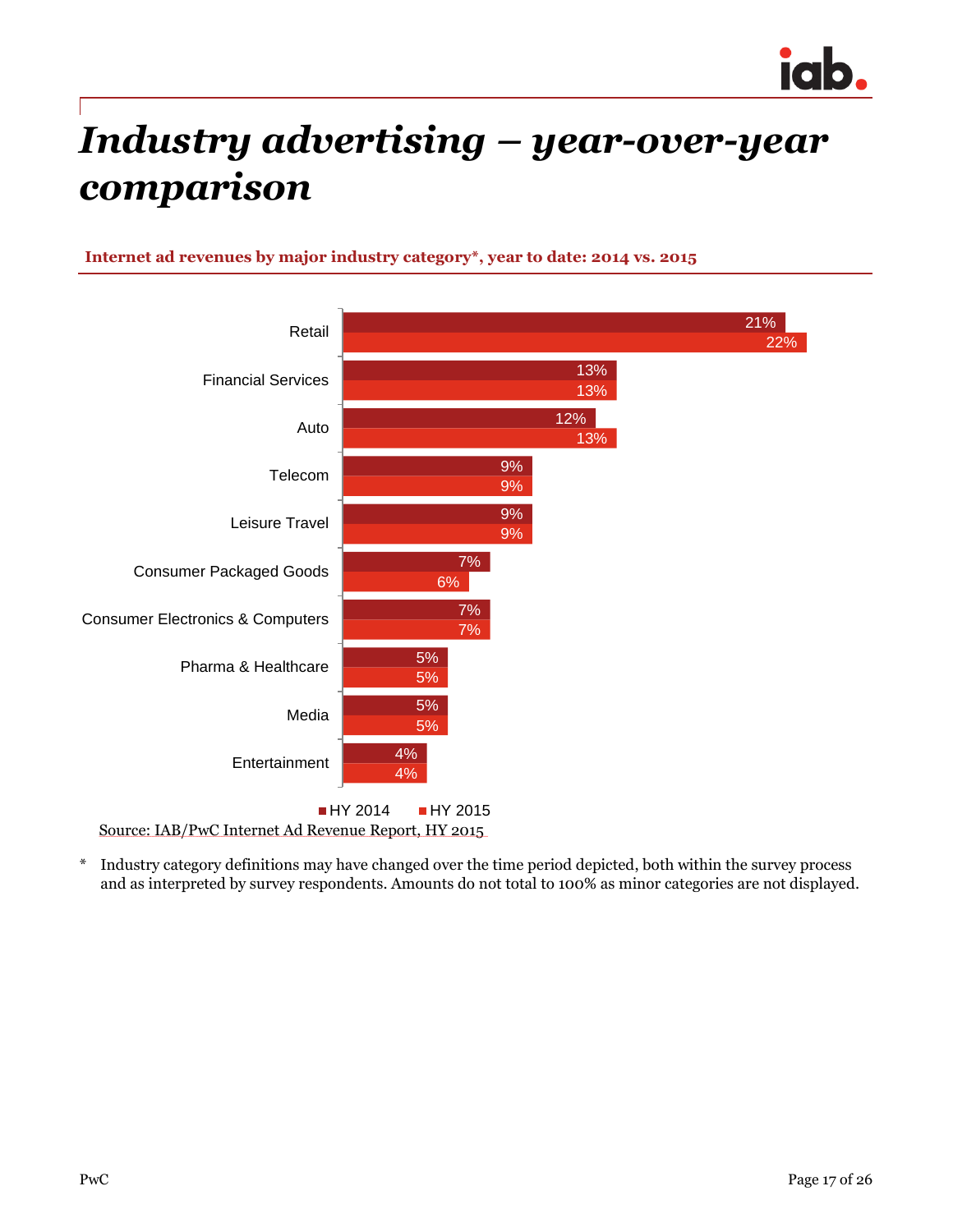# *Industry advertising – year-over-year comparison*

**Internet ad revenues by major industry category*, year to date: 2014 vs. 2015**

| Category | HY 2014 | HY 2015 |
|---|---|---|
| Retail | 21% | 22% |
| Financial Services | 13% | 13% |
| Auto | 12% | 13% |
| Telecom | 9% | 9% |
| Leisure Travel | 9% | 9% |
| Consumer Packaged Goods | 7% | 6% |
| Consumer Electronics & Computers | 7% | 7% |
| Pharma & Healthcare | 5% | 5% |
| Media | 5% | 5% |
| Entertainment | 4% | 4% |

Source: IAB/PwC Internet Ad Revenue Report, HY 2015

\* Industry category definitions may have changed over the time period depicted, both within the survey process and as interpreted by survey respondents. Amounts do not total to 100% as minor categories are not displayed.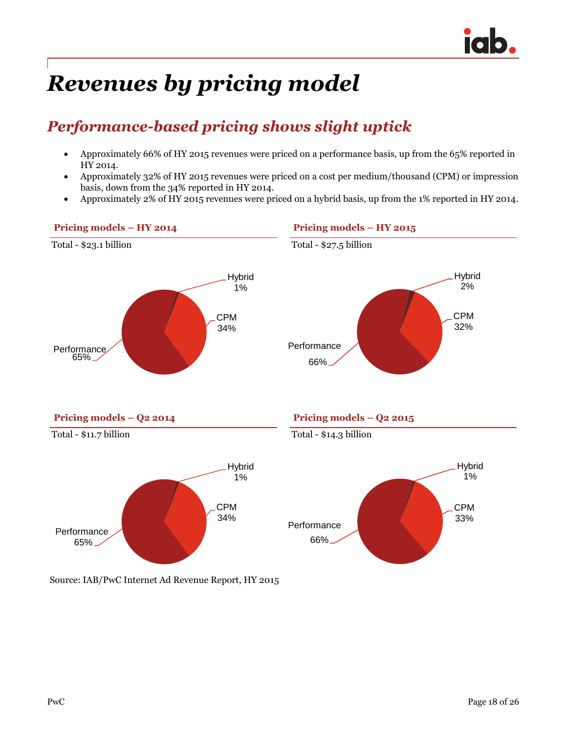# Revenues by pricing model

## Performance-based pricing shows slight uptick

- Approximately 66% of HY 2015 revenues were priced on a performance basis, up from the 65% reported in HY 2014.
- Approximately 32% of HY 2015 revenues were priced on a cost per medium/thousand (CPM) or impression basis, down from the 34% reported in HY 2014.
- Approximately 2% of HY 2015 revenues were priced on a hybrid basis, up from the 1% reported in HY 2014.

### Pricing models – HY 2014

Total - $23.1 billion

- Hybrid 1%
- CPM 34%
- Performance 65%

### Pricing models – HY 2015

Total - $27.5 billion

- Hybrid 2%
- CPM 32%
- Performance 66%

### Pricing models – Q2 2014

Total - $11.7 billion

- Hybrid 1%
- CPM 34%
- Performance 65%

### Pricing models – Q2 2015

Total - $14.3 billion

- Hybrid 1%
- CPM 33%
- Performance 66%

Source: IAB/PwC Internet Ad Revenue Report, HY 2015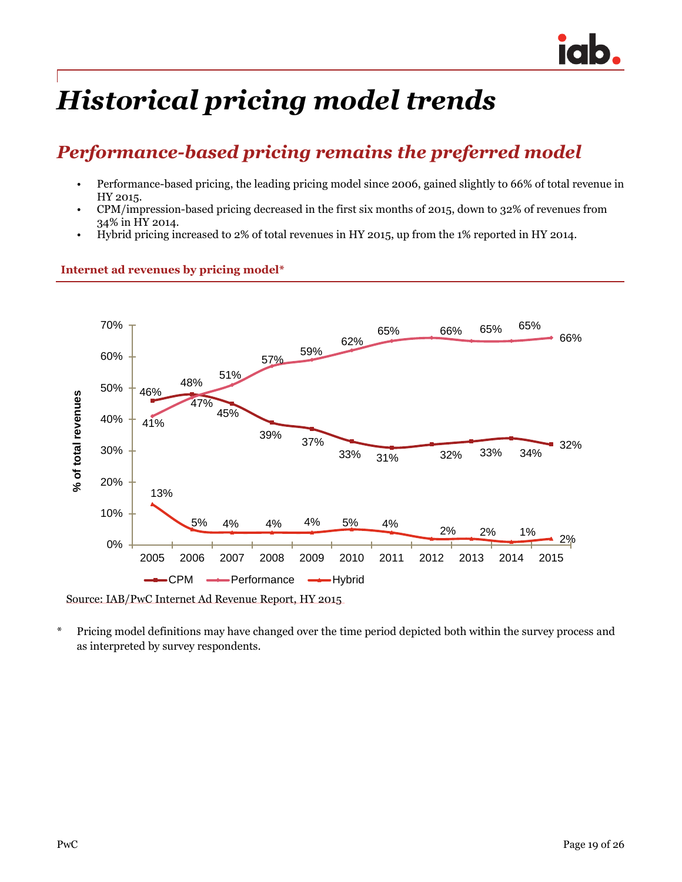# Historical pricing model trends

## Performance-based pricing remains the preferred model

- Performance-based pricing, the leading pricing model since 2006, gained slightly to 66% of total revenue in HY 2015.
- CPM/impression-based pricing decreased in the first six months of 2015, down to 32% of revenues from 34% in HY 2014.
- Hybrid pricing increased to 2% of total revenues in HY 2015, up from the 1% reported in HY 2014.

**Internet ad revenues by pricing model***

| Year | CPM | Performance | Hybrid |
|---|---|---|---|
| 2005 | 46% | 41% | 13% |
| 2006 | 48% | 47% | 5% |
| 2007 | 45% | 51% | 4% |
| 2008 | 39% | 57% | 4% |
| 2009 | 37% | 59% | 4% |
| 2010 | 33% | 62% | 5% |
| 2011 | 31% | 65% | 4% |
| 2012 | 32% | 66% | 2% |
| 2013 | 33% | 65% | 2% |
| 2014 | 34% | 65% | 1% |
| 2015 | 32% | 66% | 2% |

Source: IAB/PwC Internet Ad Revenue Report, HY 2015

\* Pricing model definitions may have changed over the time period depicted both within the survey process and as interpreted by survey respondents.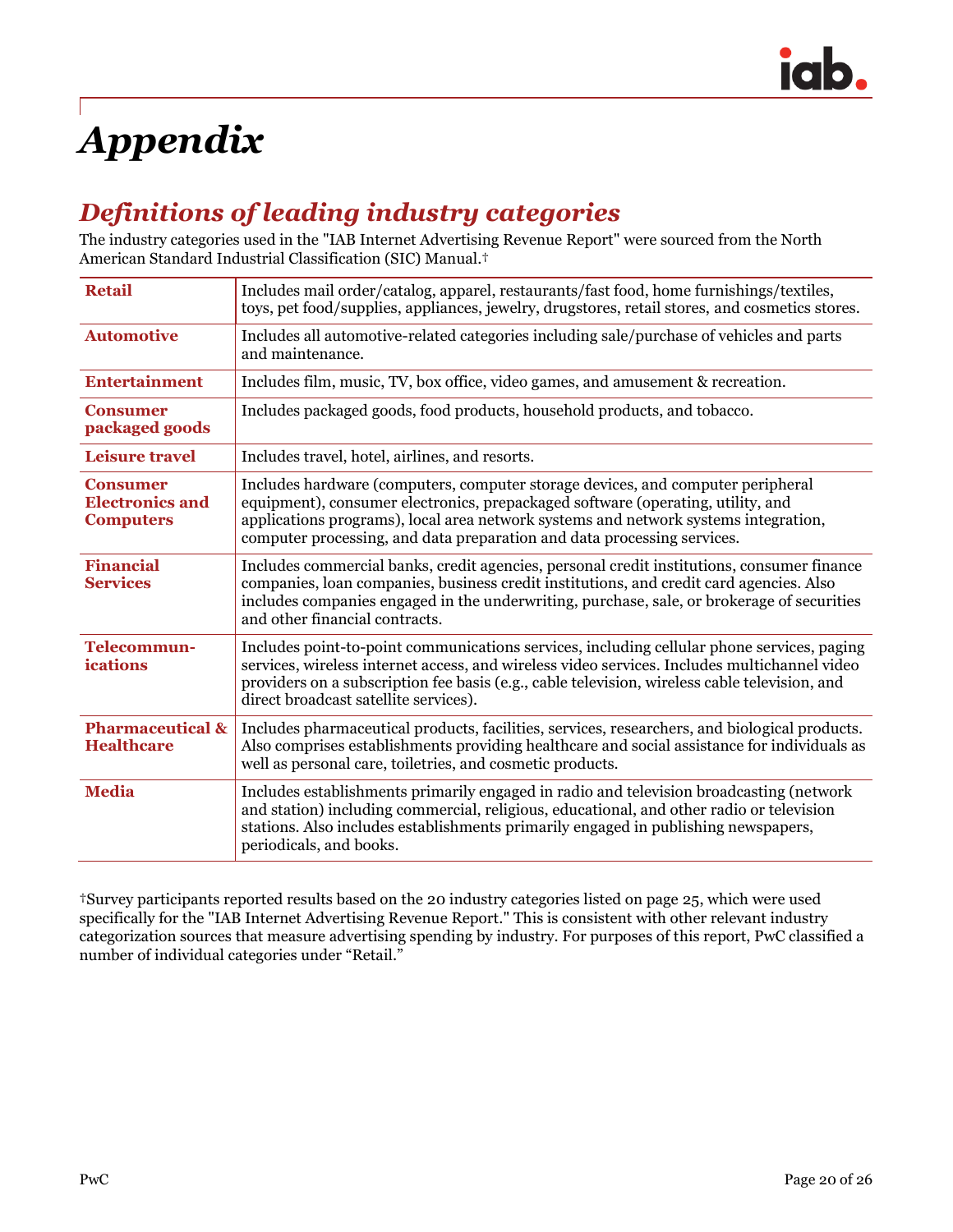# Appendix

## Definitions of leading industry categories

The industry categories used in the "IAB Internet Advertising Revenue Report" were sourced from the North American Standard Industrial Classification (SIC) Manual.†

| | |
|---|---|
| **Retail** | Includes mail order/catalog, apparel, restaurants/fast food, home furnishings/textiles, toys, pet food/supplies, appliances, jewelry, drugstores, retail stores, and cosmetics stores. |
| **Automotive** | Includes all automotive-related categories including sale/purchase of vehicles and parts and maintenance. |
| **Entertainment** | Includes film, music, TV, box office, video games, and amusement & recreation. |
| **Consumer packaged goods** | Includes packaged goods, food products, household products, and tobacco. |
| **Leisure travel** | Includes travel, hotel, airlines, and resorts. |
| **Consumer Electronics and Computers** | Includes hardware (computers, computer storage devices, and computer peripheral equipment), consumer electronics, prepackaged software (operating, utility, and applications programs), local area network systems and network systems integration, computer processing, and data preparation and data processing services. |
| **Financial Services** | Includes commercial banks, credit agencies, personal credit institutions, consumer finance companies, loan companies, business credit institutions, and credit card agencies. Also includes companies engaged in the underwriting, purchase, sale, or brokerage of securities and other financial contracts. |
| **Telecommun-ications** | Includes point-to-point communications services, including cellular phone services, paging services, wireless internet access, and wireless video services. Includes multichannel video providers on a subscription fee basis (e.g., cable television, wireless cable television, and direct broadcast satellite services). |
| **Pharmaceutical & Healthcare** | Includes pharmaceutical products, facilities, services, researchers, and biological products. Also comprises establishments providing healthcare and social assistance for individuals as well as personal care, toiletries, and cosmetic products. |
| **Media** | Includes establishments primarily engaged in radio and television broadcasting (network and station) including commercial, religious, educational, and other radio or television stations. Also includes establishments primarily engaged in publishing newspapers, periodicals, and books. |

†Survey participants reported results based on the 20 industry categories listed on page 25, which were used specifically for the "IAB Internet Advertising Revenue Report." This is consistent with other relevant industry categorization sources that measure advertising spending by industry. For purposes of this report, PwC classified a number of individual categories under "Retail."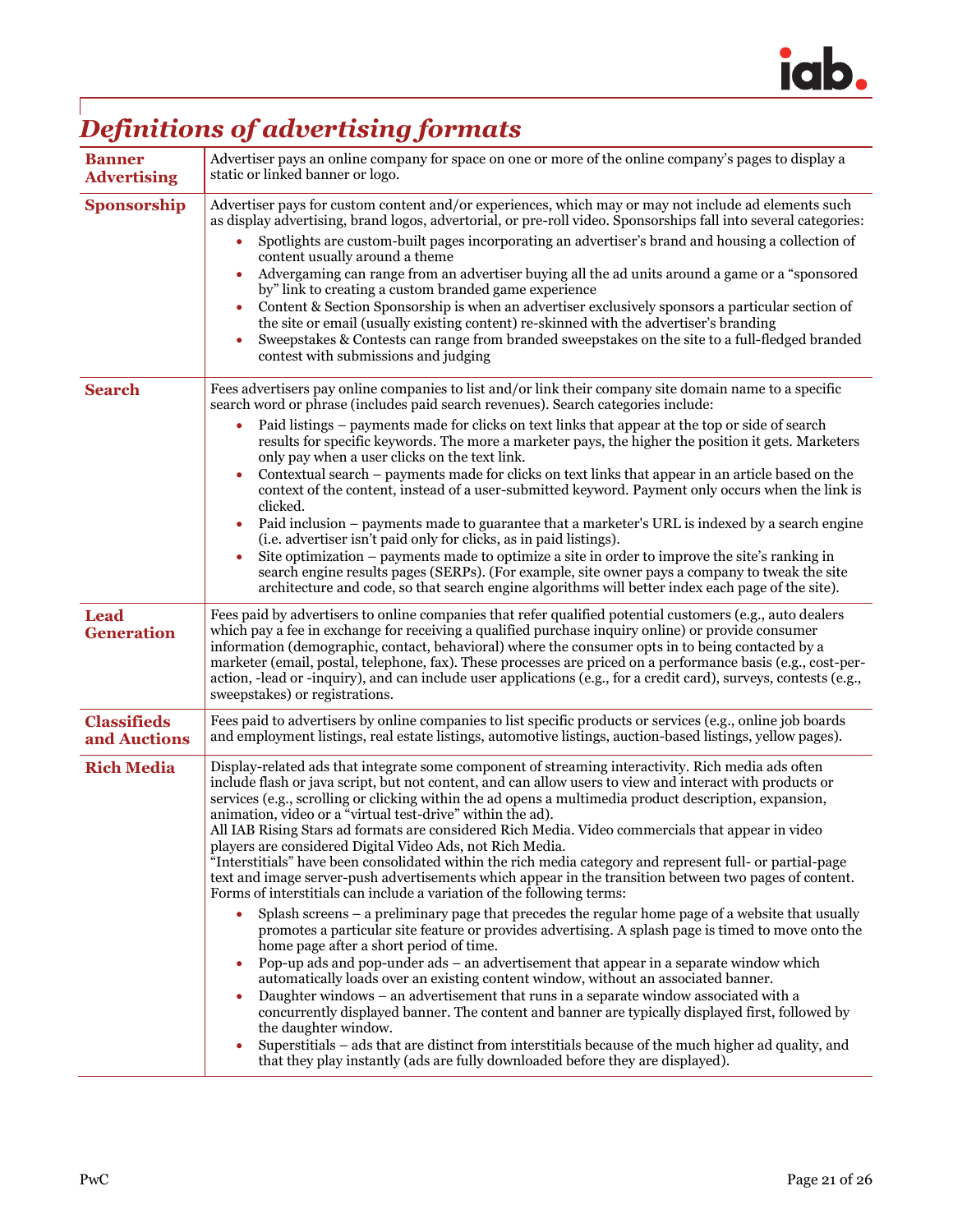# *Definitions of advertising formats*

| | |
|---|---|
| **Banner Advertising** | Advertiser pays an online company for space on one or more of the online company's pages to display a static or linked banner or logo. |
| **Sponsorship** | Advertiser pays for custom content and/or experiences, which may or may not include ad elements such as display advertising, brand logos, advertorial, or pre-roll video. Sponsorships fall into several categories:<br>• Spotlights are custom-built pages incorporating an advertiser's brand and housing a collection of content usually around a theme<br>• Advergaming can range from an advertiser buying all the ad units around a game or a "sponsored by" link to creating a custom branded game experience<br>• Content & Section Sponsorship is when an advertiser exclusively sponsors a particular section of the site or email (usually existing content) re-skinned with the advertiser's branding<br>• Sweepstakes & Contests can range from branded sweepstakes on the site to a full-fledged branded contest with submissions and judging |
| **Search** | Fees advertisers pay online companies to list and/or link their company site domain name to a specific search word or phrase (includes paid search revenues). Search categories include:<br>• Paid listings – payments made for clicks on text links that appear at the top or side of search results for specific keywords. The more a marketer pays, the higher the position it gets. Marketers only pay when a user clicks on the text link.<br>• Contextual search – payments made for clicks on text links that appear in an article based on the context of the content, instead of a user-submitted keyword. Payment only occurs when the link is clicked.<br>• Paid inclusion – payments made to guarantee that a marketer's URL is indexed by a search engine (i.e. advertiser isn't paid only for clicks, as in paid listings).<br>• Site optimization – payments made to optimize a site in order to improve the site's ranking in search engine results pages (SERPs). (For example, site owner pays a company to tweak the site architecture and code, so that search engine algorithms will better index each page of the site). |
| **Lead Generation** | Fees paid by advertisers to online companies that refer qualified potential customers (e.g., auto dealers which pay a fee in exchange for receiving a qualified purchase inquiry online) or provide consumer information (demographic, contact, behavioral) where the consumer opts in to being contacted by a marketer (email, postal, telephone, fax). These processes are priced on a performance basis (e.g., cost-per-action, -lead or -inquiry), and can include user applications (e.g., for a credit card), surveys, contests (e.g., sweepstakes) or registrations. |
| **Classifieds and Auctions** | Fees paid to advertisers by online companies to list specific products or services (e.g., online job boards and employment listings, real estate listings, automotive listings, auction-based listings, yellow pages). |
| **Rich Media** | Display-related ads that integrate some component of streaming interactivity. Rich media ads often include flash or java script, but not content, and can allow users to view and interact with products or services (e.g., scrolling or clicking within the ad opens a multimedia product description, expansion, animation, video or a "virtual test-drive" within the ad).<br>All IAB Rising Stars ad formats are considered Rich Media. Video commercials that appear in video players are considered Digital Video Ads, not Rich Media.<br>"Interstitials" have been consolidated within the rich media category and represent full- or partial-page text and image server-push advertisements which appear in the transition between two pages of content. Forms of interstitials can include a variation of the following terms:<br>• Splash screens – a preliminary page that precedes the regular home page of a website that usually promotes a particular site feature or provides advertising. A splash page is timed to move onto the home page after a short period of time.<br>• Pop-up ads and pop-under ads – an advertisement that appear in a separate window which automatically loads over an existing content window, without an associated banner.<br>• Daughter windows – an advertisement that runs in a separate window associated with a concurrently displayed banner. The content and banner are typically displayed first, followed by the daughter window.<br>• Superstitials – ads that are distinct from interstitials because of the much higher ad quality, and that they play instantly (ads are fully downloaded before they are displayed). |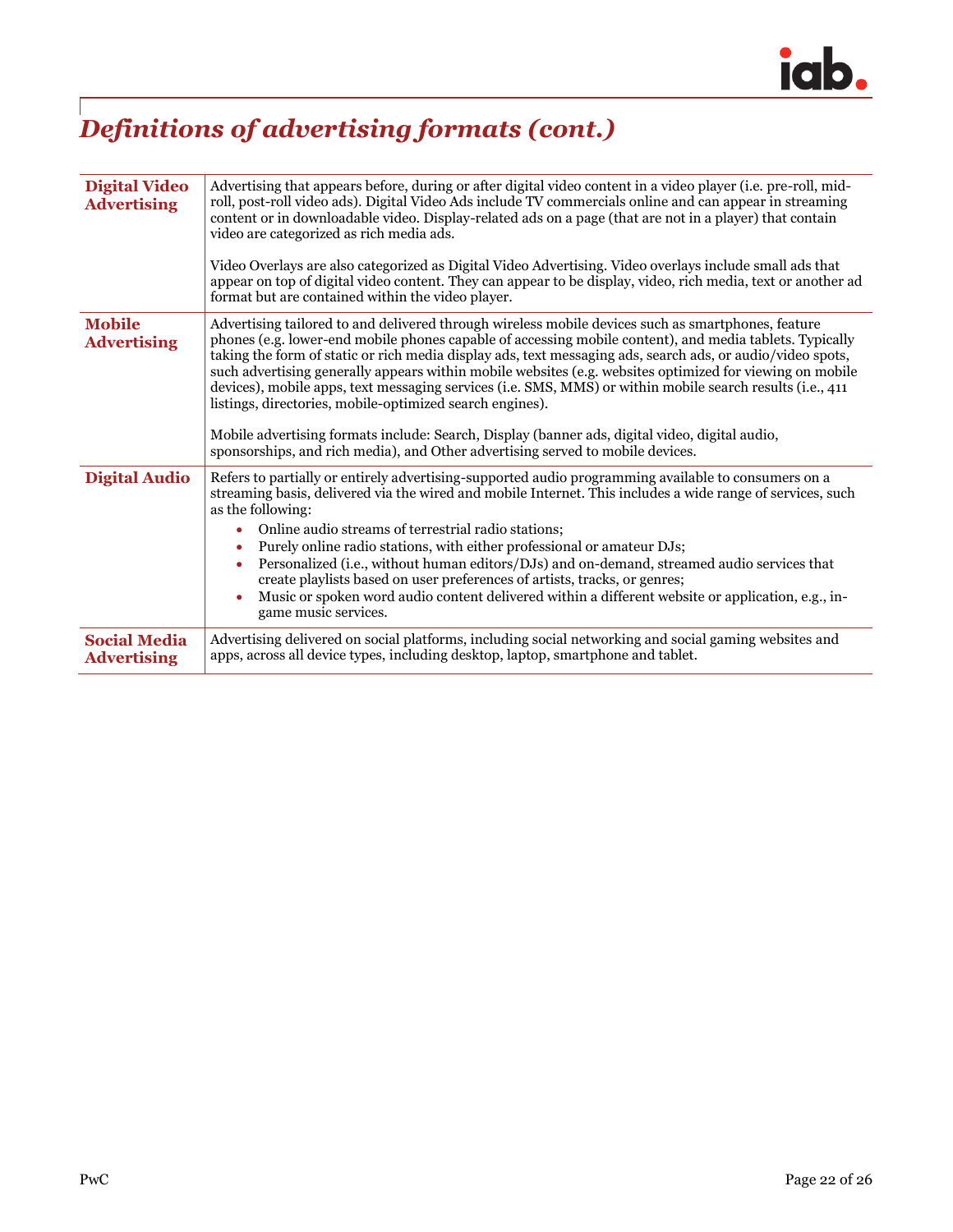# *Definitions of advertising formats (cont.)*

| | |
|---|---|
| **Digital Video Advertising** | Advertising that appears before, during or after digital video content in a video player (i.e. pre-roll, mid-roll, post-roll video ads). Digital Video Ads include TV commercials online and can appear in streaming content or in downloadable video. Display-related ads on a page (that are not in a player) that contain video are categorized as rich media ads.<br><br>Video Overlays are also categorized as Digital Video Advertising. Video overlays include small ads that appear on top of digital video content. They can appear to be display, video, rich media, text or another ad format but are contained within the video player. |
| **Mobile Advertising** | Advertising tailored to and delivered through wireless mobile devices such as smartphones, feature phones (e.g. lower-end mobile phones capable of accessing mobile content), and media tablets. Typically taking the form of static or rich media display ads, text messaging ads, search ads, or audio/video spots, such advertising generally appears within mobile websites (e.g. websites optimized for viewing on mobile devices), mobile apps, text messaging services (i.e. SMS, MMS) or within mobile search results (i.e., 411 listings, directories, mobile-optimized search engines).<br><br>Mobile advertising formats include: Search, Display (banner ads, digital video, digital audio, sponsorships, and rich media), and Other advertising served to mobile devices. |
| **Digital Audio** | Refers to partially or entirely advertising-supported audio programming available to consumers on a streaming basis, delivered via the wired and mobile Internet. This includes a wide range of services, such as the following:<br>• Online audio streams of terrestrial radio stations;<br>• Purely online radio stations, with either professional or amateur DJs;<br>• Personalized (i.e., without human editors/DJs) and on-demand, streamed audio services that create playlists based on user preferences of artists, tracks, or genres;<br>• Music or spoken word audio content delivered within a different website or application, e.g., in-game music services. |
| **Social Media Advertising** | Advertising delivered on social platforms, including social networking and social gaming websites and apps, across all device types, including desktop, laptop, smartphone and tablet. |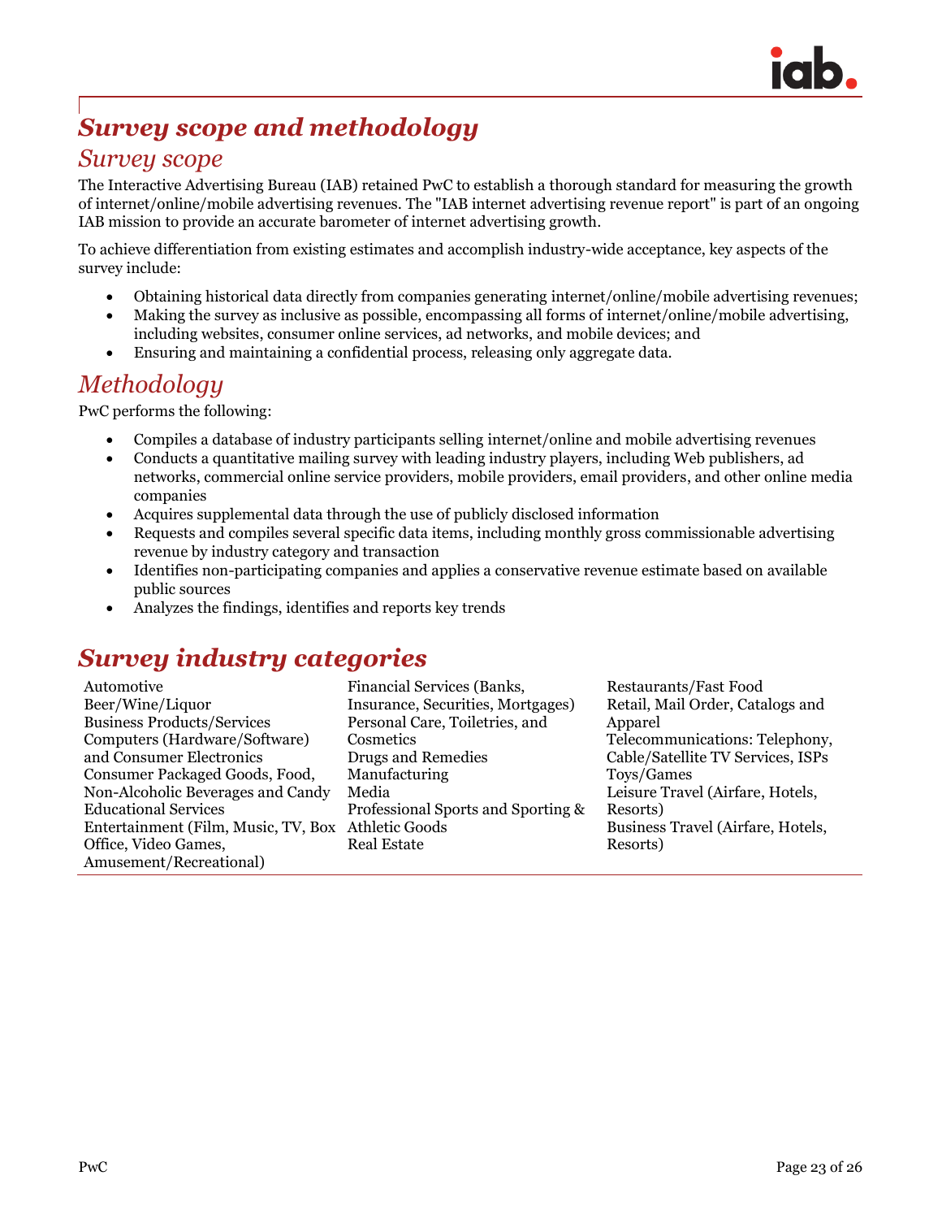# *Survey scope and methodology*

## *Survey scope*

The Interactive Advertising Bureau (IAB) retained PwC to establish a thorough standard for measuring the growth of internet/online/mobile advertising revenues. The "IAB internet advertising revenue report" is part of an ongoing IAB mission to provide an accurate barometer of internet advertising growth.

To achieve differentiation from existing estimates and accomplish industry-wide acceptance, key aspects of the survey include:

- Obtaining historical data directly from companies generating internet/online/mobile advertising revenues;
- Making the survey as inclusive as possible, encompassing all forms of internet/online/mobile advertising, including websites, consumer online services, ad networks, and mobile devices; and
- Ensuring and maintaining a confidential process, releasing only aggregate data.

## *Methodology*

PwC performs the following:

- Compiles a database of industry participants selling internet/online and mobile advertising revenues
- Conducts a quantitative mailing survey with leading industry players, including Web publishers, ad networks, commercial online service providers, mobile providers, email providers, and other online media companies
- Acquires supplemental data through the use of publicly disclosed information
- Requests and compiles several specific data items, including monthly gross commissionable advertising revenue by industry category and transaction
- Identifies non-participating companies and applies a conservative revenue estimate based on available public sources
- Analyzes the findings, identifies and reports key trends

# *Survey industry categories*

Automotive
Beer/Wine/Liquor
Business Products/Services
Computers (Hardware/Software) and Consumer Electronics
Consumer Packaged Goods, Food, Non-Alcoholic Beverages and Candy
Educational Services
Entertainment (Film, Music, TV, Box Office, Video Games, Amusement/Recreational)
Financial Services (Banks, Insurance, Securities, Mortgages)
Personal Care, Toiletries, and Cosmetics
Drugs and Remedies
Manufacturing
Media
Professional Sports and Sporting & Athletic Goods
Real Estate
Restaurants/Fast Food
Retail, Mail Order, Catalogs and Apparel
Telecommunications: Telephony, Cable/Satellite TV Services, ISPs
Toys/Games
Leisure Travel (Airfare, Hotels, Resorts)
Business Travel (Airfare, Hotels, Resorts)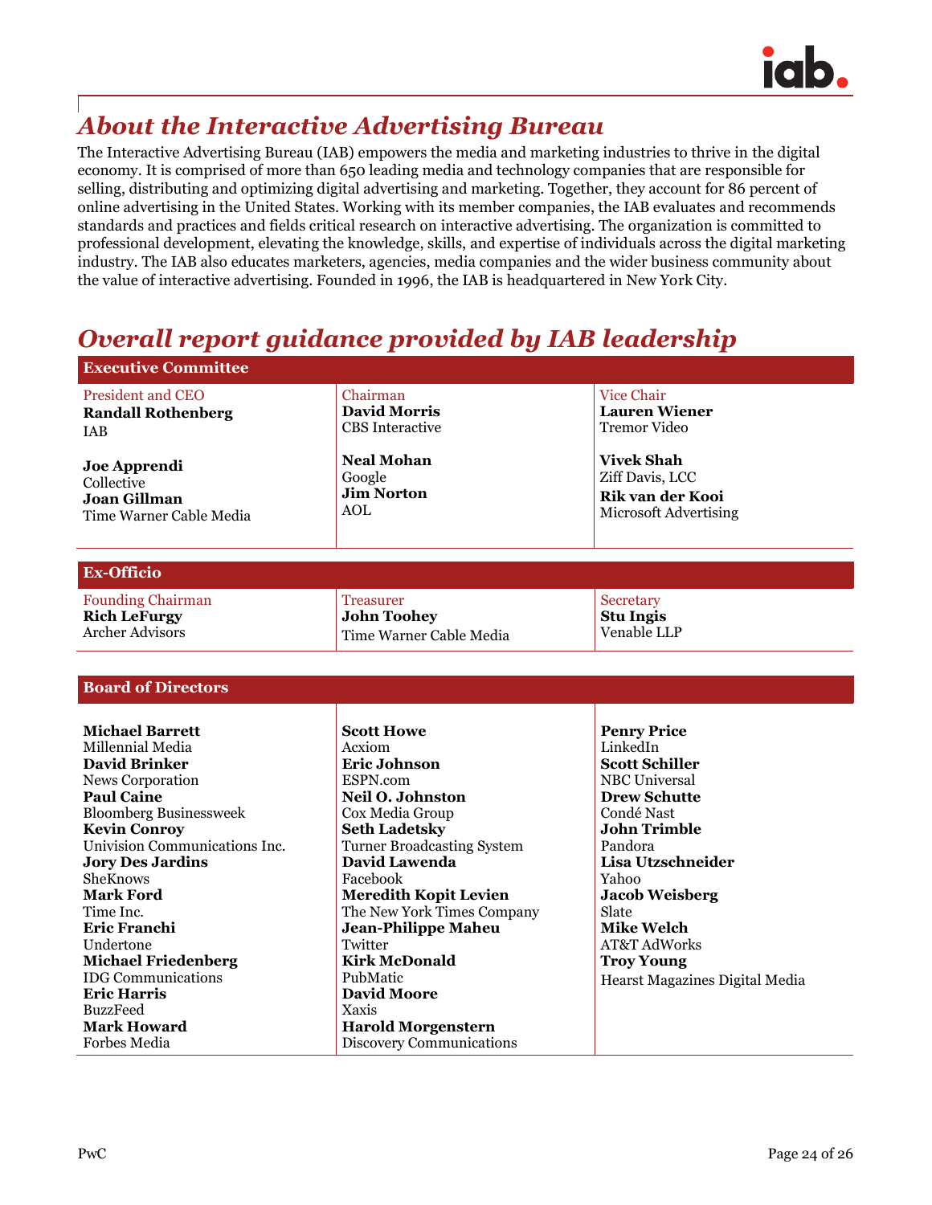## About the Interactive Advertising Bureau

The Interactive Advertising Bureau (IAB) empowers the media and marketing industries to thrive in the digital economy. It is comprised of more than 650 leading media and technology companies that are responsible for selling, distributing and optimizing digital advertising and marketing. Together, they account for 86 percent of online advertising in the United States. Working with its member companies, the IAB evaluates and recommends standards and practices and fields critical research on interactive advertising. The organization is committed to professional development, elevating the knowledge, skills, and expertise of individuals across the digital marketing industry. The IAB also educates marketers, agencies, media companies and the wider business community about the value of interactive advertising. Founded in 1996, the IAB is headquartered in New York City.

## Overall report guidance provided by IAB leadership

### Executive Committee

| | | |
|---|---|---|
| President and CEO<br>**Randall Rothenberg**<br>IAB | Chairman<br>**David Morris**<br>CBS Interactive | Vice Chair<br>**Lauren Wiener**<br>Tremor Video |
| **Joe Apprendi**<br>Collective<br>**Joan Gillman**<br>Time Warner Cable Media | **Neal Mohan**<br>Google<br>**Jim Norton**<br>AOL | **Vivek Shah**<br>Ziff Davis, LCC<br>**Rik van der Kooi**<br>Microsoft Advertising |

### Ex-Officio

| | | |
|---|---|---|
| Founding Chairman<br>**Rich LeFurgy**<br>Archer Advisors | Treasurer<br>**John Toohey**<br>Time Warner Cable Media | Secretary<br>**Stu Ingis**<br>Venable LLP |

### Board of Directors

| | | |
|---|---|---|
| **Michael Barrett**<br>Millennial Media | **Scott Howe**<br>Acxiom | **Penry Price**<br>LinkedIn |
| **David Brinker**<br>News Corporation | **Eric Johnson**<br>ESPN.com | **Scott Schiller**<br>NBC Universal |
| **Paul Caine**<br>Bloomberg Businessweek | **Neil O. Johnston**<br>Cox Media Group | **Drew Schutte**<br>Condé Nast |
| **Kevin Conroy**<br>Univision Communications Inc. | **Seth Ladetsky**<br>Turner Broadcasting System | **John Trimble**<br>Pandora |
| **Jory Des Jardins**<br>SheKnows | **David Lawenda**<br>Facebook | **Lisa Utzschneider**<br>Yahoo |
| **Mark Ford**<br>Time Inc. | **Meredith Kopit Levien**<br>The New York Times Company | **Jacob Weisberg**<br>Slate |
| **Eric Franchi**<br>Undertone | **Jean-Philippe Maheu**<br>Twitter | **Mike Welch**<br>AT&T AdWorks |
| **Michael Friedenberg**<br>IDG Communications | **Kirk McDonald**<br>PubMatic | **Troy Young**<br>Hearst Magazines Digital Media |
| **Eric Harris**<br>BuzzFeed | **David Moore**<br>Xaxis | |
| **Mark Howard**<br>Forbes Media | **Harold Morgenstern**<br>Discovery Communications | |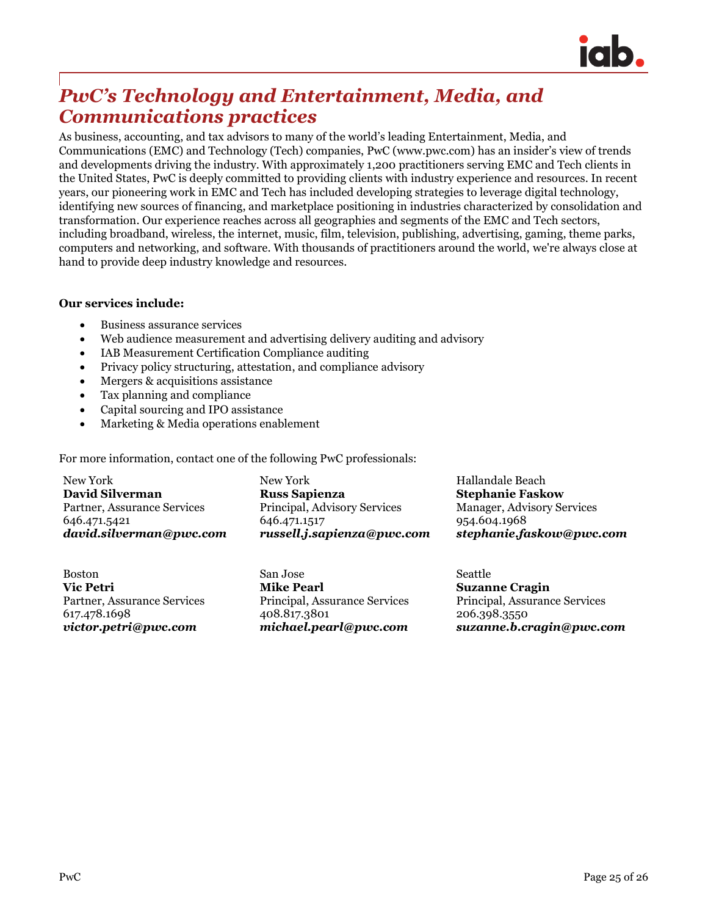# PwC's Technology and Entertainment, Media, and Communications practices

As business, accounting, and tax advisors to many of the world's leading Entertainment, Media, and Communications (EMC) and Technology (Tech) companies, PwC (www.pwc.com) has an insider's view of trends and developments driving the industry. With approximately 1,200 practitioners serving EMC and Tech clients in the United States, PwC is deeply committed to providing clients with industry experience and resources. In recent years, our pioneering work in EMC and Tech has included developing strategies to leverage digital technology, identifying new sources of financing, and marketplace positioning in industries characterized by consolidation and transformation. Our experience reaches across all geographies and segments of the EMC and Tech sectors, including broadband, wireless, the internet, music, film, television, publishing, advertising, gaming, theme parks, computers and networking, and software. With thousands of practitioners around the world, we're always close at hand to provide deep industry knowledge and resources.

**Our services include:**

- Business assurance services
- Web audience measurement and advertising delivery auditing and advisory
- IAB Measurement Certification Compliance auditing
- Privacy policy structuring, attestation, and compliance advisory
- Mergers & acquisitions assistance
- Tax planning and compliance
- Capital sourcing and IPO assistance
- Marketing & Media operations enablement

For more information, contact one of the following PwC professionals:

New York
**David Silverman**
Partner, Assurance Services
646.471.5421
***david.silverman@pwc.com***

New York
**Russ Sapienza**
Principal, Advisory Services
646.471.1517
***russell.j.sapienza@pwc.com***

Hallandale Beach
**Stephanie Faskow**
Manager, Advisory Services
954.604.1968
***stephanie.faskow@pwc.com***

Boston
**Vic Petri**
Partner, Assurance Services
617.478.1698
***victor.petri@pwc.com***

San Jose
**Mike Pearl**
Principal, Assurance Services
408.817.3801
***michael.pearl@pwc.com***

Seattle
**Suzanne Cragin**
Principal, Assurance Services
206.398.3550
***suzanne.b.cragin@pwc.com***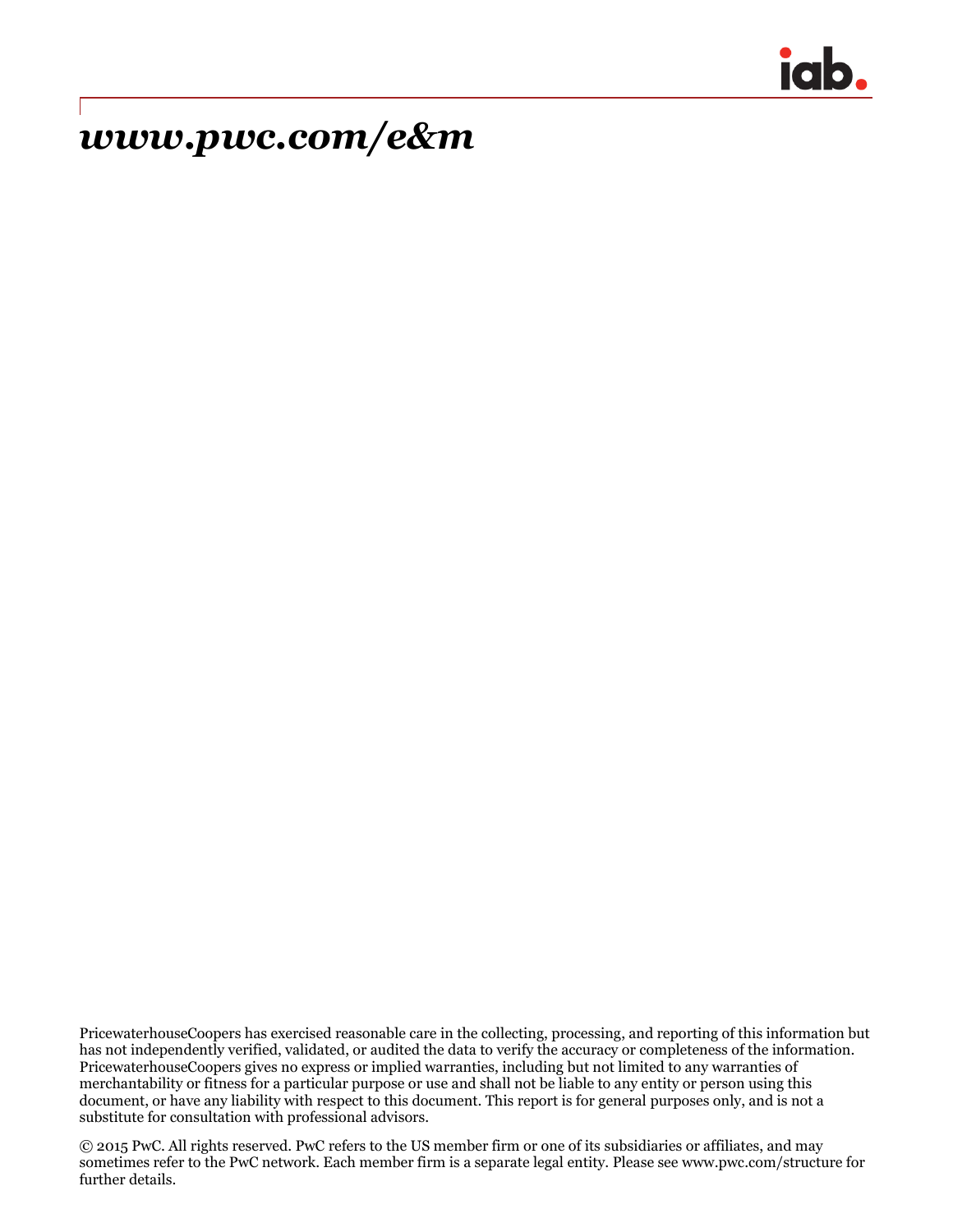***www.pwc.com/e&m***

PricewaterhouseCoopers has exercised reasonable care in the collecting, processing, and reporting of this information but has not independently verified, validated, or audited the data to verify the accuracy or completeness of the information. PricewaterhouseCoopers gives no express or implied warranties, including but not limited to any warranties of merchantability or fitness for a particular purpose or use and shall not be liable to any entity or person using this document, or have any liability with respect to this document. This report is for general purposes only, and is not a substitute for consultation with professional advisors.

© 2015 PwC. All rights reserved. PwC refers to the US member firm or one of its subsidiaries or affiliates, and may sometimes refer to the PwC network. Each member firm is a separate legal entity. Please see www.pwc.com/structure for further details.